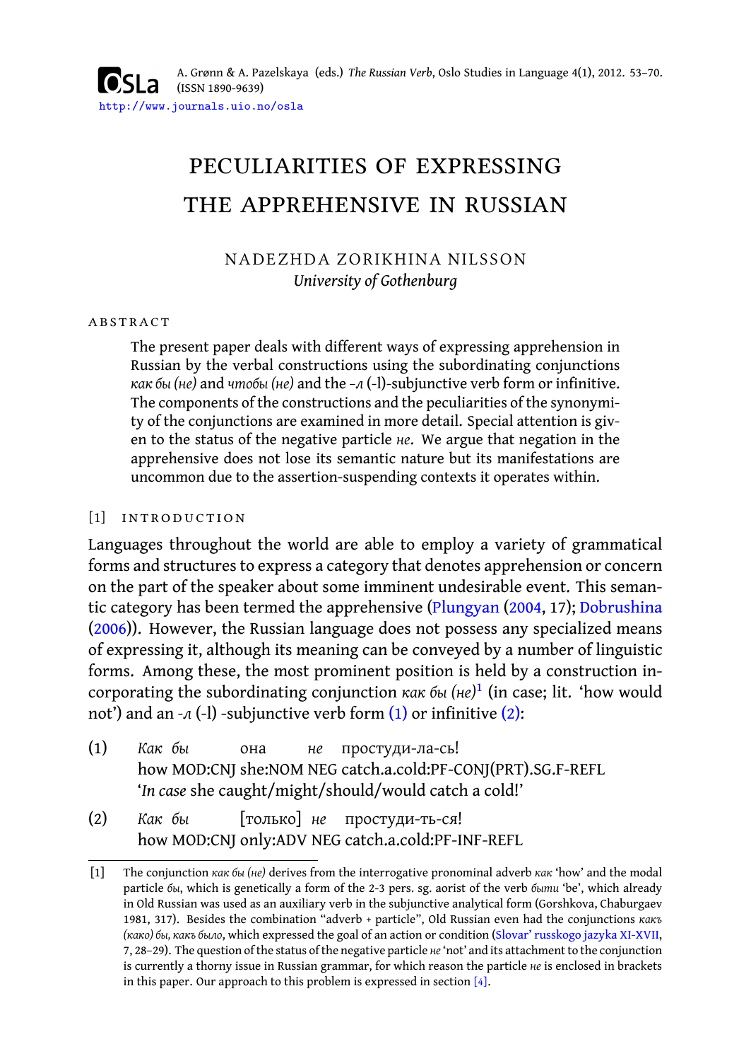A. Grønn & A. Pazelskaya (eds.) *The Russian Verb*, Oslo Studies in Language 4(1), 2012. 53–70. (ISSN 1890-9639)
http://www.journals.uio.no/osla

# PECULIARITIES OF EXPRESSING THE APPREHENSIVE IN RUSSIAN

NADEZHDA ZORIKHINA NILSSON
*University of Gothenburg*

## ABSTRACT

The present paper deals with different ways of expressing apprehension in Russian by the verbal constructions using the subordinating conjunctions *как бы (не)* and *чтобы (не)* and the *-л* (-l)-subjunctive verb form or infinitive. The components of the constructions and the peculiarities of the synonymity of the conjunctions are examined in more detail. Special attention is given to the status of the negative particle *не*. We argue that negation in the apprehensive does not lose its semantic nature but its manifestations are uncommon due to the assertion-suspending contexts it operates within.

## [1] INTRODUCTION

Languages throughout the world are able to employ a variety of grammatical forms and structures to express a category that denotes apprehension or concern on the part of the speaker about some imminent undesirable event. This semantic category has been termed the apprehensive (Plungyan (2004, 17); Dobrushina (2006)). However, the Russian language does not possess any specialized means of expressing it, although its meaning can be conveyed by a number of linguistic forms. Among these, the most prominent position is held by a construction incorporating the subordinating conjunction *как бы (не)*[1] (in case; lit. 'how would not') and an *-л* (-l) -subjunctive verb form (1) or infinitive (2):

(1) *Как бы* она *не* простуди-ла-сь!
how MOD:CNJ she:NOM NEG catch.a.cold:PF-CONJ(PRT).SG.F-REFL
'*In case* she caught/might/should/would catch a cold!'

(2) *Как бы* [только] *не* простуди-ть-ся!
how MOD:CNJ only:ADV NEG catch.a.cold:PF-INF-REFL

[1] The conjunction *как бы (не)* derives from the interrogative pronominal adverb *как* 'how' and the modal particle *бы*, which is genetically a form of the 2-3 pers. sg. aorist of the verb *быти* 'be', which already in Old Russian was used as an auxiliary verb in the subjunctive analytical form (Gorshkova, Chaburgaev 1981, 317). Besides the combination "adverb + particle", Old Russian even had the conjunctions *какъ (како) бы, какъ было*, which expressed the goal of an action or condition (Slovar' russkogo jazyka XI-XVII, 7, 28–29). The question of the status of the negative particle *не* 'not' and its attachment to the conjunction is currently a thorny issue in Russian grammar, for which reason the particle *не* is enclosed in brackets in this paper. Our approach to this problem is expressed in section [4].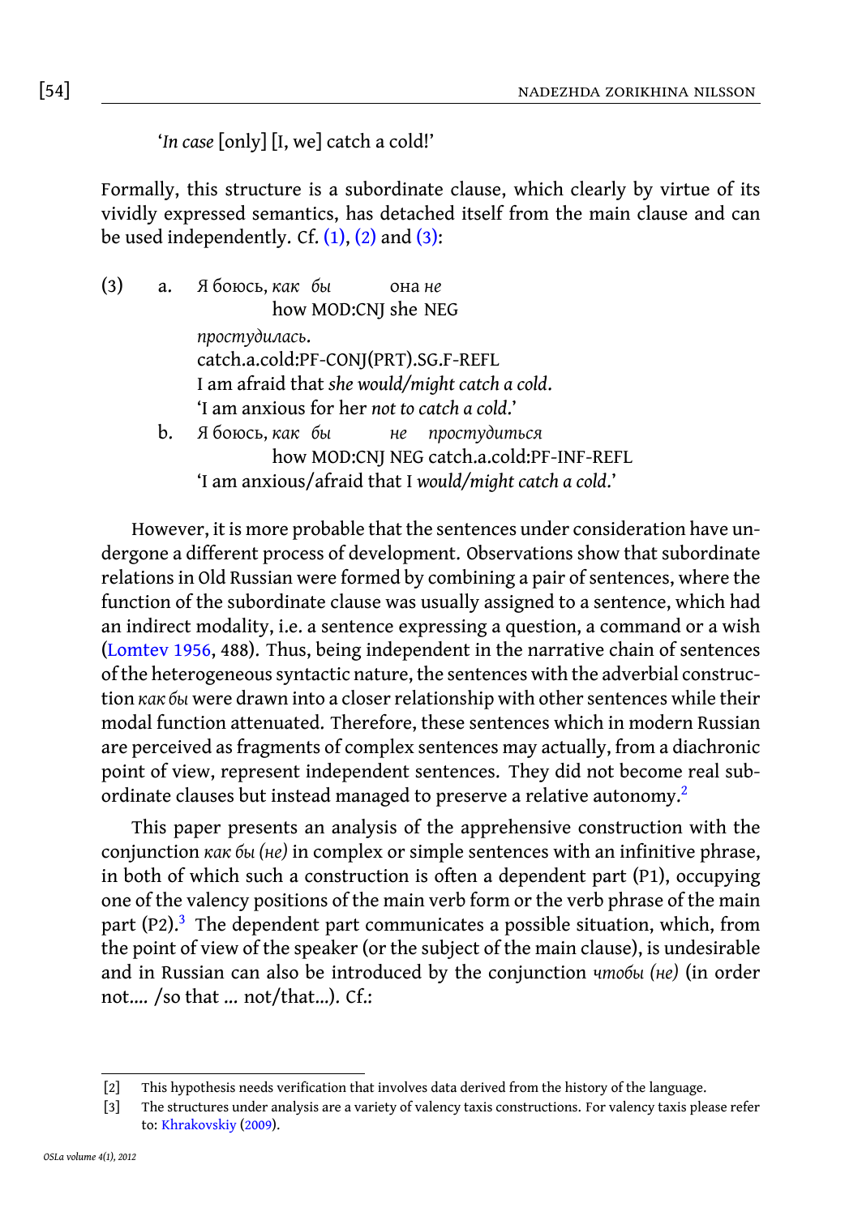'*In case* [only] [I, we] catch a cold!'

Formally, this structure is a subordinate clause, which clearly by virtue of its vividly expressed semantics, has detached itself from the main clause and can be used independently. Cf. (1), (2) and (3):

(3) a. Я боюсь, *как бы* она *не*
how MOD:CNJ she NEG
*простудилась*.
catch.a.cold:PF-CONJ(PRT).SG.F-REFL
I am afraid that *she would/might catch a cold*.
'I am anxious for her *not to catch a cold*.'

b. Я боюсь, *как бы не простудиться*
how MOD:CNJ NEG catch.a.cold:PF-INF-REFL
'I am anxious/afraid that I *would/might catch a cold*.'

However, it is more probable that the sentences under consideration have undergone a different process of development. Observations show that subordinate relations in Old Russian were formed by combining a pair of sentences, where the function of the subordinate clause was usually assigned to a sentence, which had an indirect modality, i.e. a sentence expressing a question, a command or a wish (Lomtev 1956, 488). Thus, being independent in the narrative chain of sentences of the heterogeneous syntactic nature, the sentences with the adverbial construction *как бы* were drawn into a closer relationship with other sentences while their modal function attenuated. Therefore, these sentences which in modern Russian are perceived as fragments of complex sentences may actually, from a diachronic point of view, represent independent sentences. They did not become real subordinate clauses but instead managed to preserve a relative autonomy.[2]

This paper presents an analysis of the apprehensive construction with the conjunction *как бы (не)* in complex or simple sentences with an infinitive phrase, in both of which such a construction is often a dependent part (P1), occupying one of the valency positions of the main verb form or the verb phrase of the main part (P2).[3] The dependent part communicates a possible situation, which, from the point of view of the speaker (or the subject of the main clause), is undesirable and in Russian can also be introduced by the conjunction *чтобы (не)* (in order not.... /so that ... not/that...). Cf.:

[2] This hypothesis needs verification that involves data derived from the history of the language.

[3] The structures under analysis are a variety of valency taxis constructions. For valency taxis please refer to: Khrakovskiy (2009).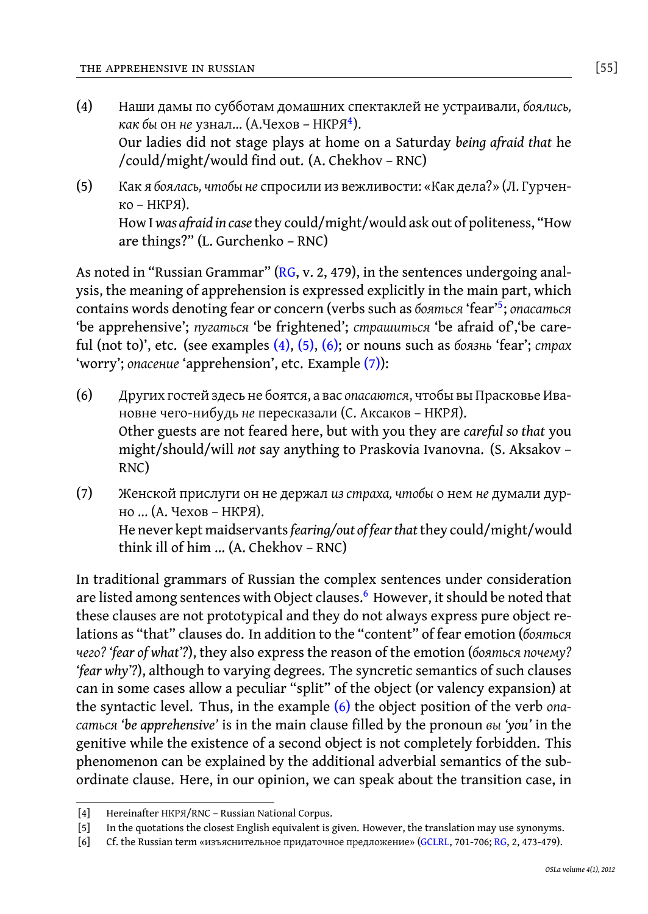(4) Наши дамы по субботам домашних спектаклей не устраивали, *боялись, как бы* он *не* узнал... (А.Чехов – НКРЯ[4]).
Our ladies did not stage plays at home on a Saturday *being afraid that* he /could/might/would find out. (A. Chekhov – RNC)

(5) Как я *боялась, чтобы не* спросили из вежливости: «Как дела?» (Л. Гурченко – НКРЯ).
How I *was afraid in case* they could/might/would ask out of politeness, "How are things?" (L. Gurchenko – RNC)

As noted in "Russian Grammar" (RG, v. 2, 479), in the sentences undergoing analysis, the meaning of apprehension is expressed explicitly in the main part, which contains words denoting fear or concern (verbs such as *бояться* 'fear'[5]; *опасаться* 'be apprehensive'; *пугаться* 'be frightened'; *страшиться* 'be afraid of','be careful (not to)', etc. (see examples (4), (5), (6); or nouns such as *боязнь* 'fear'; *страх* 'worry'; *опасение* 'apprehension', etc. Example (7)):

(6) Других гостей здесь не боятся, а вас *опасаются*, чтобы вы Прасковье Ивановне чего-нибудь *не* пересказали (С. Аксаков – НКРЯ).
Other guests are not feared here, but with you they are *careful so that* you might/should/will *not* say anything to Praskovia Ivanovna. (S. Aksakov – RNC)

(7) Женской прислуги он не держал *из страха, чтобы* о нем *не* думали дурно ... (А. Чехов – НКРЯ).
He never kept maidservants *fearing/out of fear that* they could/might/would think ill of him ... (A. Chekhov – RNC)

In traditional grammars of Russian the complex sentences under consideration are listed among sentences with Object clauses.[6] However, it should be noted that these clauses are not prototypical and they do not always express pure object relations as "that" clauses do. In addition to the "content" of fear emotion (*бояться чего? 'fear of what'?*), they also express the reason of the emotion (*бояться почему? 'fear why'?*), although to varying degrees. The syncretic semantics of such clauses can in some cases allow a peculiar "split" of the object (or valency expansion) at the syntactic level. Thus, in the example (6) the object position of the verb *опасаться 'be apprehensive'* is in the main clause filled by the pronoun *вы 'you'* in the genitive while the existence of a second object is not completely forbidden. This phenomenon can be explained by the additional adverbial semantics of the subordinate clause. Here, in our opinion, we can speak about the transition case, in

[4] Hereinafter НКРЯ/RNC – Russian National Corpus.

[5] In the quotations the closest English equivalent is given. However, the translation may use synonyms.

[6] Cf. the Russian term «изъяснительное придаточное предложение» (GCLRL, 701-706; RG, 2, 473-479).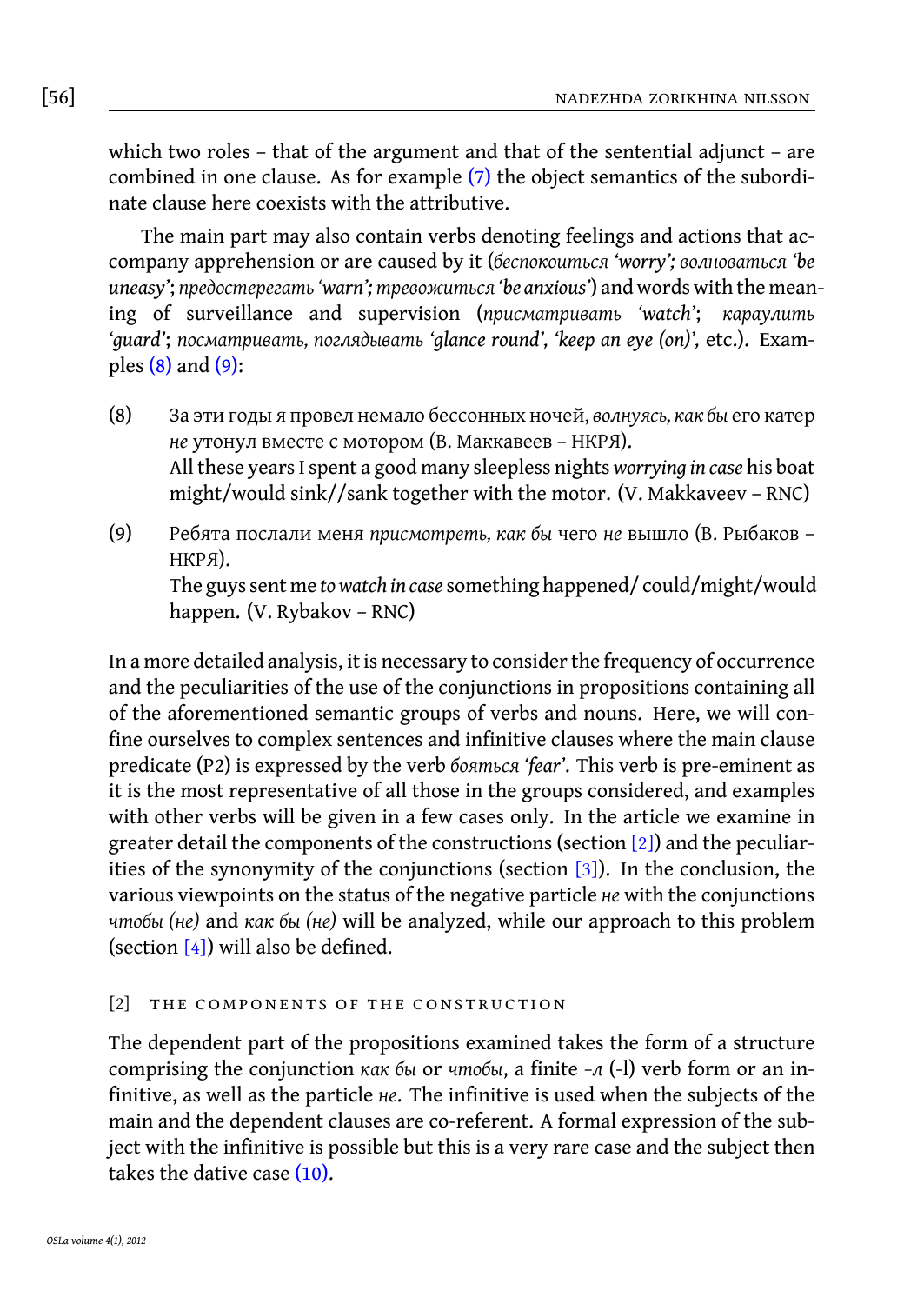which two roles – that of the argument and that of the sentential adjunct – are combined in one clause. As for example (7) the object semantics of the subordinate clause here coexists with the attributive.

The main part may also contain verbs denoting feelings and actions that accompany apprehension or are caused by it (*беспокоиться* *'worry'; волноваться 'be uneasy'*; *предостерегать* *'warn'; тревожиться 'be anxious'*) and words with the meaning of surveillance and supervision (*присматривать 'watch'*; *караулить 'guard'*; *посматривать, поглядывать 'glance round', 'keep an eye (on)'*, etc.). Examples (8) and (9):

(8) За эти годы я провел немало бессонных ночей, *волнуясь, как бы* его катер *не* утонул вместе с мотором (В. Маккавеев – НКРЯ).
All these years I spent a good many sleepless nights *worrying in case* his boat might/would sink//sank together with the motor. (V. Makkaveev – RNC)

(9) Ребята послали меня *присмотреть, как бы* чего *не* вышло (В. Рыбаков – НКРЯ).
The guys sent me *to watch in case* something happened/ could/might/would happen. (V. Rybakov – RNC)

In a more detailed analysis, it is necessary to consider the frequency of occurrence and the peculiarities of the use of the conjunctions in propositions containing all of the aforementioned semantic groups of verbs and nouns. Here, we will confine ourselves to complex sentences and infinitive clauses where the main clause predicate (P2) is expressed by the verb *бояться 'fear'*. This verb is pre-eminent as it is the most representative of all those in the groups considered, and examples with other verbs will be given in a few cases only. In the article we examine in greater detail the components of the constructions (section [2]) and the peculiarities of the synonymity of the conjunctions (section [3]). In the conclusion, the various viewpoints on the status of the negative particle *не* with the conjunctions *чтобы (не)* and *как бы (не)* will be analyzed, while our approach to this problem (section [4]) will also be defined.

## [2] THE COMPONENTS OF THE CONSTRUCTION

The dependent part of the propositions examined takes the form of a structure comprising the conjunction *как бы* or *чтобы*, a finite *-л* (-l) verb form or an infinitive, as well as the particle *не*. The infinitive is used when the subjects of the main and the dependent clauses are co-referent. A formal expression of the subject with the infinitive is possible but this is a very rare case and the subject then takes the dative case (10).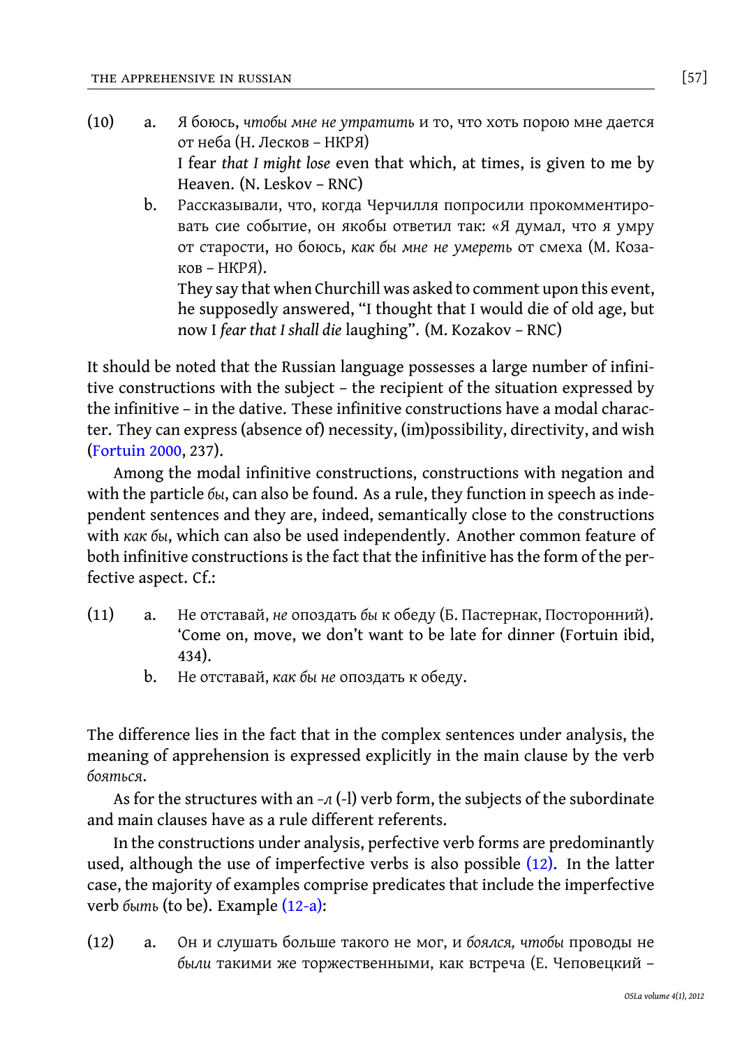(10) a. Я боюсь, *чтобы мне не утратить* и то, что хоть порою мне дается от неба (Н. Лесков – НКРЯ)
I fear *that I might lose* even that which, at times, is given to me by Heaven. (N. Leskov – RNC)

b. Рассказывали, что, когда Черчилля попросили прокомментировать сие событие, он якобы ответил так: «Я думал, что я умру от старости, но боюсь, *как бы мне не умереть* от смеха (М. Козаков – НКРЯ).
They say that when Churchill was asked to comment upon this event, he supposedly answered, "I thought that I would die of old age, but now I *fear that I shall die* laughing". (M. Kozakov – RNC)

It should be noted that the Russian language possesses a large number of infinitive constructions with the subject – the recipient of the situation expressed by the infinitive – in the dative. These infinitive constructions have a modal character. They can express (absence of) necessity, (im)possibility, directivity, and wish (Fortuin 2000, 237).

Among the modal infinitive constructions, constructions with negation and with the particle *бы*, can also be found. As a rule, they function in speech as independent sentences and they are, indeed, semantically close to the constructions with *как бы*, which can also be used independently. Another common feature of both infinitive constructions is the fact that the infinitive has the form of the perfective aspect. Cf.:

(11) a. Не отставай, *не* опоздать *бы* к обеду (Б. Пастернак, Посторонний).
'Come on, move, we don't want to be late for dinner (Fortuin ibid, 434).

b. Не отставай, *как бы не* опоздать к обеду.

The difference lies in the fact that in the complex sentences under analysis, the meaning of apprehension is expressed explicitly in the main clause by the verb *бояться*.

As for the structures with an *-л* (-l) verb form, the subjects of the subordinate and main clauses have as a rule different referents.

In the constructions under analysis, perfective verb forms are predominantly used, although the use of imperfective verbs is also possible (12). In the latter case, the majority of examples comprise predicates that include the imperfective verb *быть* (to be). Example (12-a):

(12) a. Он и слушать больше такого не мог, и *боялся, чтобы* проводы не *были* такими же торжественными, как встреча (Е. Чеповецкий –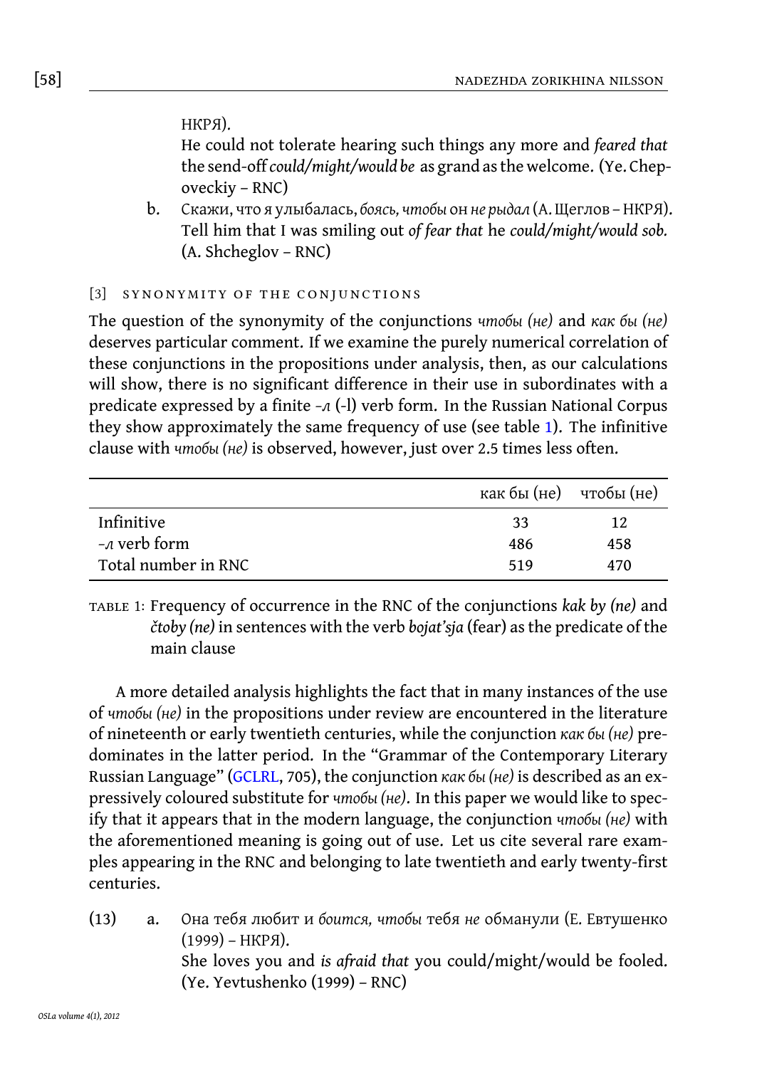НКРЯ).
He could not tolerate hearing such things any more and *feared that* the send-off *could/might/would be* as grand as the welcome. (Ye. Chepoveckiy – RNC)

b. Скажи, что я улыбалась, *боясь, чтобы* он *не рыдал* (А. Щеглов – НКРЯ).
Tell him that I was smiling out *of fear that* he *could/might/would sob.* (A. Shcheglov – RNC)

## [3] SYNONYMITY OF THE CONJUNCTIONS

The question of the synonymity of the conjunctions *чтобы (не)* and *как бы (не)* deserves particular comment. If we examine the purely numerical correlation of these conjunctions in the propositions under analysis, then, as our calculations will show, there is no significant difference in their use in subordinates with a predicate expressed by a finite *-л* (-l) verb form. In the Russian National Corpus they show approximately the same frequency of use (see table 1). The infinitive clause with *чтобы (не)* is observed, however, just over 2.5 times less often.

| | как бы (не) | чтобы (не) |
|---|---|---|
| Infinitive | 33 | 12 |
| *-л* verb form | 486 | 458 |
| Total number in RNC | 519 | 470 |

TABLE 1: Frequency of occurrence in the RNC of the conjunctions *kak by (ne)* and *čtoby (ne)* in sentences with the verb *bojat'sja* (fear) as the predicate of the main clause

A more detailed analysis highlights the fact that in many instances of the use of *чтобы (не)* in the propositions under review are encountered in the literature of nineteenth or early twentieth centuries, while the conjunction *как бы (не)* predominates in the latter period. In the "Grammar of the Contemporary Literary Russian Language" (GCLRL, 705), the conjunction *как бы (не)* is described as an expressively coloured substitute for *чтобы (не)*. In this paper we would like to specify that it appears that in the modern language, the conjunction *чтобы (не)* with the aforementioned meaning is going out of use. Let us cite several rare examples appearing in the RNC and belonging to late twentieth and early twenty-first centuries.

(13) a. Она тебя любит и *боится, чтобы* тебя *не* обманули (Е. Евтушенко (1999) – НКРЯ).
She loves you and *is afraid that* you could/might/would be fooled. (Ye. Yevtushenko (1999) – RNC)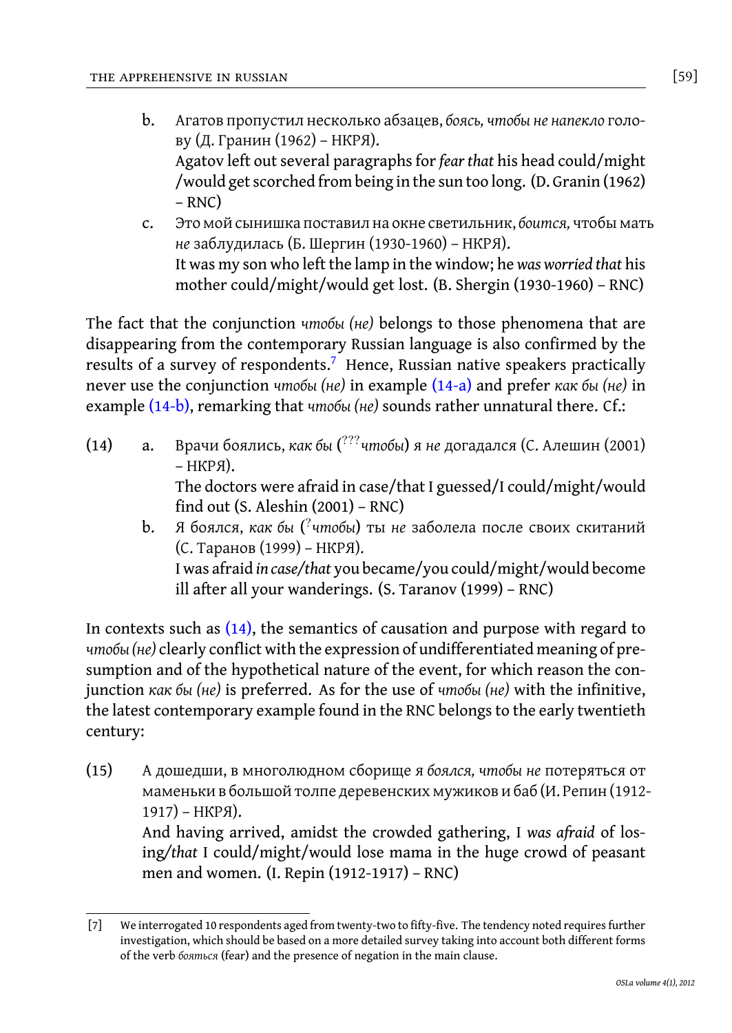b. Агатов пропустил несколько абзацев, *боясь, чтобы не напекло* голову (Д. Гранин (1962) – НКРЯ).
   Agatov left out several paragraphs for *fear that* his head could/might /would get scorched from being in the sun too long. (D. Granin (1962) – RNC)

c. Это мой сынишка поставил на окне светильник, *боится,* чтобы мать *не* заблудилась (Б. Шергин (1930-1960) – НКРЯ).
   It was my son who left the lamp in the window; he *was worried that* his mother could/might/would get lost. (B. Shergin (1930-1960) – RNC)

The fact that the conjunction *чтобы (не)* belongs to those phenomena that are disappearing from the contemporary Russian language is also confirmed by the results of a survey of respondents.[7] Hence, Russian native speakers practically never use the conjunction *чтобы (не)* in example (14-a) and prefer *как бы (не)* in example (14-b), remarking that *чтобы (не)* sounds rather unnatural there. Cf.:

(14) a. Врачи боялись, *как бы* (???*чтобы*) *я не* догадался (С. Алешин (2001) – НКРЯ).
   The doctors were afraid in case/that I guessed/I could/might/would find out (S. Aleshin (2001) – RNC)

b. Я боялся, *как бы* (?*чтобы*) ты *не* заболела после своих скитаний (С. Таранов (1999) – НКРЯ).
   I was afraid *in case/that* you became/you could/might/would become ill after all your wanderings. (S. Taranov (1999) – RNC)

In contexts such as (14), the semantics of causation and purpose with regard to *чтобы (не)* clearly conflict with the expression of undifferentiated meaning of presumption and of the hypothetical nature of the event, for which reason the conjunction *как бы (не)* is preferred. As for the use of *чтобы (не)* with the infinitive, the latest contemporary example found in the RNC belongs to the early twentieth century:

(15) А дошедши, в многолюдном сборище я *боялся, чтобы не* потеряться от маменьки в большой толпе деревенских мужиков и баб (И. Репин (1912-1917) – НКРЯ).
   And having arrived, amidst the crowded gathering, I *was afraid* of losing/*that* I could/might/would lose mama in the huge crowd of peasant men and women. (I. Repin (1912-1917) – RNC)

---

[7] We interrogated 10 respondents aged from twenty-two to fifty-five. The tendency noted requires further investigation, which should be based on a more detailed survey taking into account both different forms of the verb *бояться* (fear) and the presence of negation in the main clause.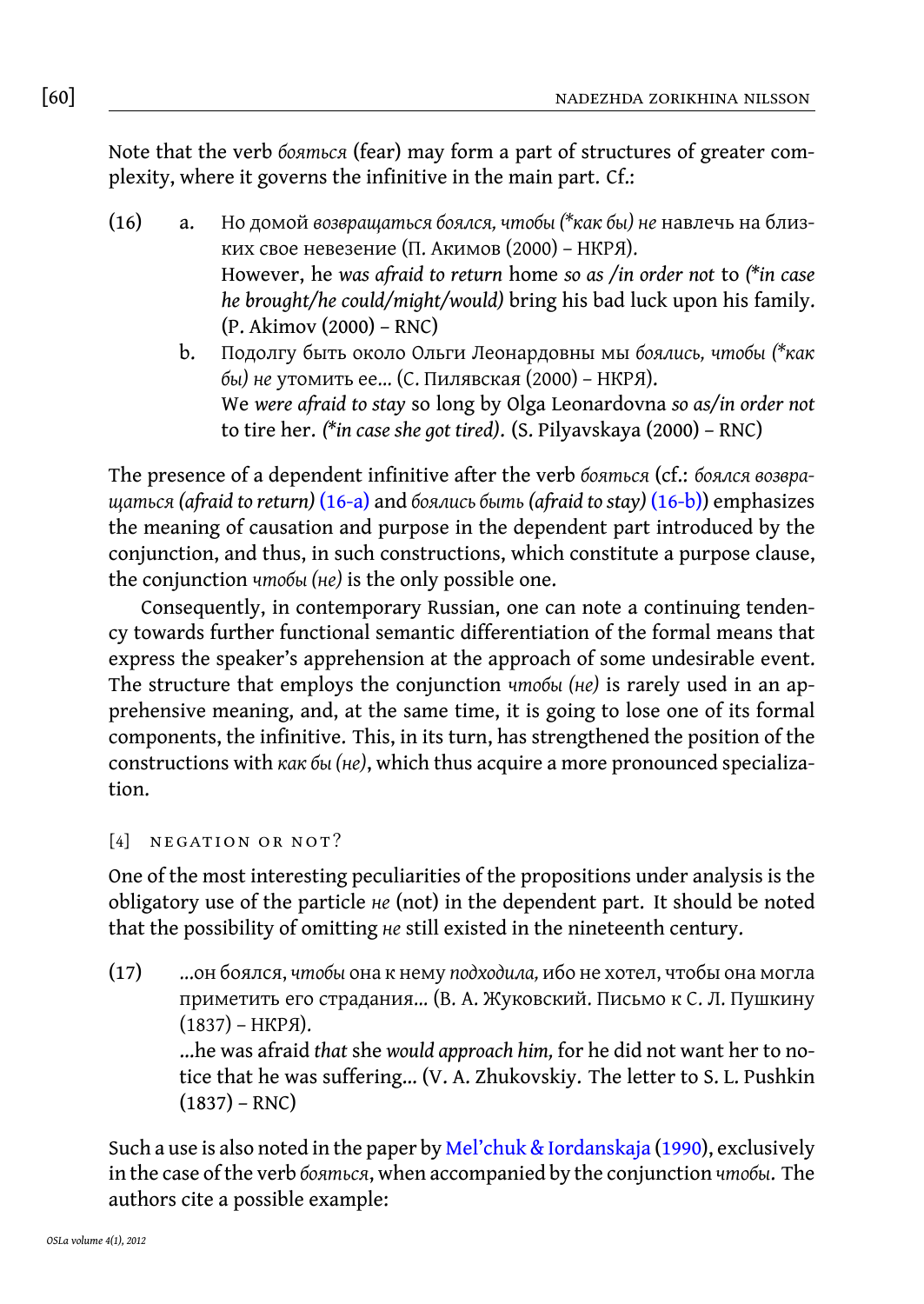Note that the verb *бояться* (fear) may form a part of structures of greater complexity, where it governs the infinitive in the main part. Cf.:

(16) a. Но домой *возвращаться боялся, чтобы (\*как бы) не* навлечь на близких свое невезение (П. Акимов (2000) – НКРЯ).
However, he *was afraid to return* home *so as /in order not* to *(\*in case he brought/he could/might/would)* bring his bad luck upon his family. (P. Akimov (2000) – RNC)

b. Подолгу быть около Ольги Леонардовны мы *боялись, чтобы (\*как бы) не* утомить ее... (С. Пилявская (2000) – НКРЯ).
We *were afraid to stay* so long by Olga Leonardovna *so as/in order not* to tire her. *(\*in case she got tired)*. (S. Pilyavskaya (2000) – RNC)

The presence of a dependent infinitive after the verb *бояться* (cf.: *боялся возвращаться (afraid to return)* (16-a) and *боялись быть (afraid to stay)* (16-b)) emphasizes the meaning of causation and purpose in the dependent part introduced by the conjunction, and thus, in such constructions, which constitute a purpose clause, the conjunction *чтобы (не)* is the only possible one.

Consequently, in contemporary Russian, one can note a continuing tendency towards further functional semantic differentiation of the formal means that express the speaker's apprehension at the approach of some undesirable event. The structure that employs the conjunction *чтобы (не)* is rarely used in an apprehensive meaning, and, at the same time, it is going to lose one of its formal components, the infinitive. This, in its turn, has strengthened the position of the constructions with *как бы (не)*, which thus acquire a more pronounced specialization.

## [4] NEGATION OR NOT?

One of the most interesting peculiarities of the propositions under analysis is the obligatory use of the particle *не* (not) in the dependent part. It should be noted that the possibility of omitting *не* still existed in the nineteenth century.

(17) ...он боялся, *чтобы* она к нему *подходила,* ибо не хотел, чтобы она могла приметить его страдания... (В. А. Жуковский. Письмо к С. Л. Пушкину (1837) – НКРЯ).
...he was afraid *that* she *would approach him,* for he did not want her to notice that he was suffering... (V. A. Zhukovskiy. The letter to S. L. Pushkin (1837) – RNC)

Such a use is also noted in the paper by Mel'chuk & Iordanskaja (1990), exclusively in the case of the verb *бояться*, when accompanied by the conjunction *чтобы*. The authors cite a possible example: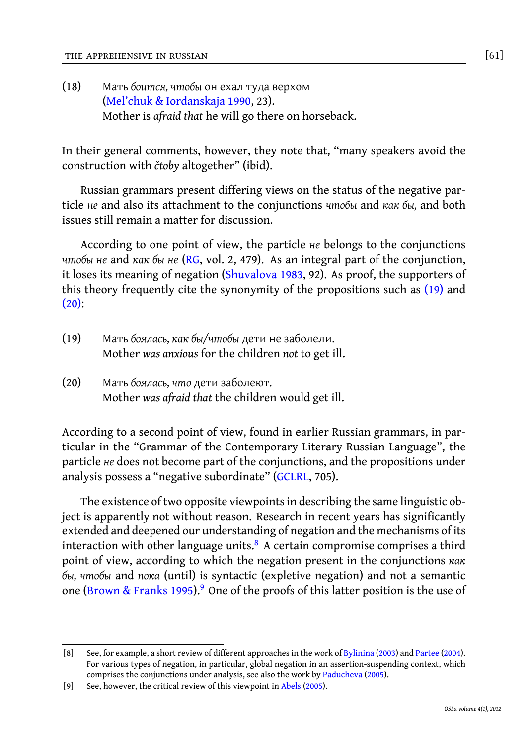(18) Мать *боится, чтобы* он ехал туда верхом (Mel'chuk & Iordanskaja 1990, 23).
Mother is *afraid that* he will go there on horseback.

In their general comments, however, they note that, "many speakers avoid the construction with *čtoby* altogether" (ibid).

Russian grammars present differing views on the status of the negative particle *не* and also its attachment to the conjunctions *чтобы* and *как бы,* and both issues still remain a matter for discussion.

According to one point of view, the particle *не* belongs to the conjunctions *чтобы не* and *как бы не* (RG, vol. 2, 479). As an integral part of the conjunction, it loses its meaning of negation (Shuvalova 1983, 92). As proof, the supporters of this theory frequently cite the synonymity of the propositions such as (19) and (20):

(19) Мать *боялась, как бы/чтобы* дети не заболели.
Mother *was anxious* for the children *not* to get ill.

(20) Мать *боялась, что* дети заболеют.
Mother *was afraid that* the children would get ill.

According to a second point of view, found in earlier Russian grammars, in particular in the "Grammar of the Contemporary Literary Russian Language", the particle *не* does not become part of the conjunctions, and the propositions under analysis possess a "negative subordinate" (GCLRL, 705).

The existence of two opposite viewpoints in describing the same linguistic object is apparently not without reason. Research in recent years has significantly extended and deepened our understanding of negation and the mechanisms of its interaction with other language units.[8] A certain compromise comprises a third point of view, according to which the negation present in the conjunctions *как бы, чтобы* and *пока* (until) is syntactic (expletive negation) and not a semantic one (Brown & Franks 1995).[9] One of the proofs of this latter position is the use of

[8] See, for example, a short review of different approaches in the work of Bylinina (2003) and Partee (2004). For various types of negation, in particular, global negation in an assertion-suspending context, which comprises the conjunctions under analysis, see also the work by Paducheva (2005).

[9] See, however, the critical review of this viewpoint in Abels (2005).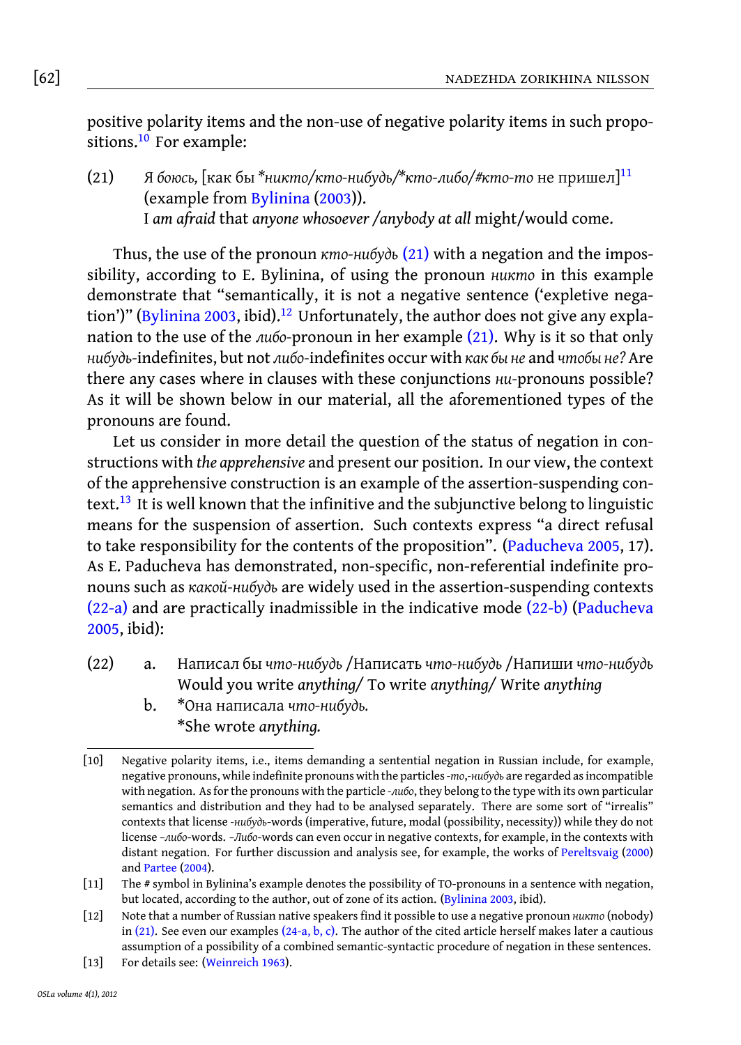positive polarity items and the non-use of negative polarity items in such propositions.[10] For example:

(21) *Я боюсь*, [как бы **никто/кто-нибудь/*кто-либо/#кто-то* не пришел][11]
(example from Bylinina (2003)).
I *am afraid* that *anyone whosoever* /*anybody at all* might/would come.

Thus, the use of the pronoun *кто-нибудь* (21) with a negation and the impossibility, according to E. Bylinina, of using the pronoun *никто* in this example demonstrate that "semantically, it is not a negative sentence ('expletive negation')" (Bylinina 2003, ibid).[12] Unfortunately, the author does not give any explanation to the use of the *либо*-pronoun in her example (21). Why is it so that only *нибудь*-indefinites, but not *либо*-indefinites occur with *как бы не* and *чтобы не?* Are there any cases where in clauses with these conjunctions *ни*-pronouns possible? As it will be shown below in our material, all the aforementioned types of the pronouns are found.

Let us consider in more detail the question of the status of negation in constructions with *the apprehensive* and present our position. In our view, the context of the apprehensive construction is an example of the assertion-suspending context.[13] It is well known that the infinitive and the subjunctive belong to linguistic means for the suspension of assertion. Such contexts express "a direct refusal to take responsibility for the contents of the proposition". (Paducheva 2005, 17). As E. Paducheva has demonstrated, non-specific, non-referential indefinite pronouns such as *какой-нибудь* are widely used in the assertion-suspending contexts (22-a) and are practically inadmissible in the indicative mode (22-b) (Paducheva 2005, ibid):

(22) a. Написал бы *что-нибудь* /Написать *что-нибудь* /Напиши *что-нибудь*
Would you write *anything*/ To write *anything*/ Write *anything*

b. *Она написала *что-нибудь.*
*She wrote *anything.*

---

[10] Negative polarity items, i.e., items demanding a sentential negation in Russian include, for example, negative pronouns, while indefinite pronouns with the particles *-то*,*-нибудь* are regarded as incompatible with negation. As for the pronouns with the particle *-либо*, they belong to the type with its own particular semantics and distribution and they had to be analysed separately. There are some sort of "irrealis" contexts that license *-нибудь*-words (imperative, future, modal (possibility, necessity)) while they do not license *-либо*-words. *-Либо*-words can even occur in negative contexts, for example, in the contexts with distant negation. For further discussion and analysis see, for example, the works of Pereltsvaig (2000) and Partee (2004).

[11] The # symbol in Bylinina's example denotes the possibility of TO-pronouns in a sentence with negation, but located, according to the author, out of zone of its action. (Bylinina 2003, ibid).

[12] Note that a number of Russian native speakers find it possible to use a negative pronoun *никто* (nobody) in (21). See even our examples (24-a, b, c). The author of the cited article herself makes later a cautious assumption of a possibility of a combined semantic-syntactic procedure of negation in these sentences.

[13] For details see: (Weinreich 1963).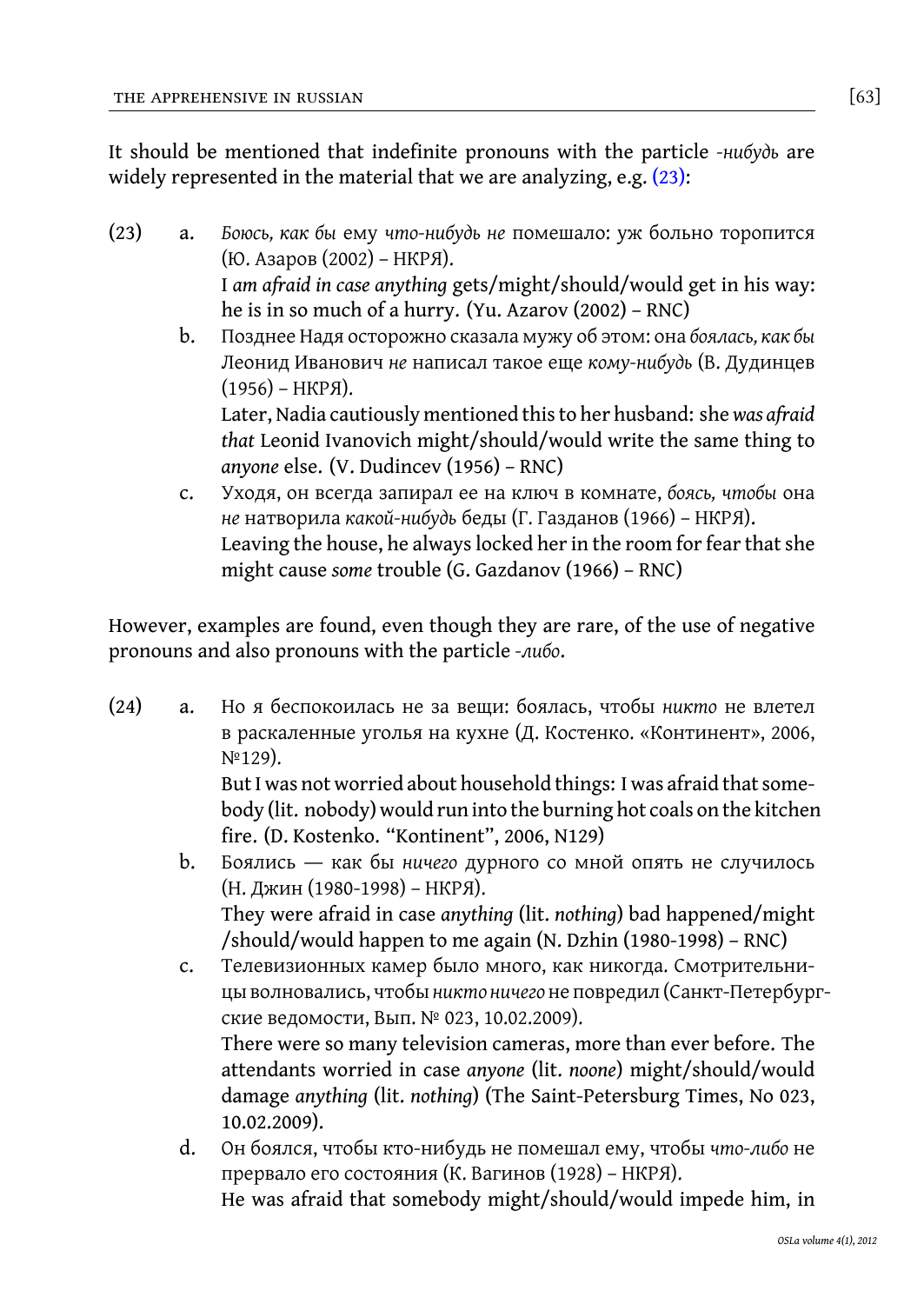It should be mentioned that indefinite pronouns with the particle *-нибудь* are widely represented in the material that we are analyzing, e.g. (23):

(23) a. *Боюсь, как бы* ему *что-нибудь не* помешало: уж больно торопится (Ю. Азаров (2002) – НКРЯ).
I *am afraid in case anything* gets/might/should/would get in his way: he is in so much of a hurry. (Yu. Azarov (2002) – RNC)

b. Позднее Надя осторожно сказала мужу об этом: она *боялась, как бы* Леонид Иванович *не* написал такое еще *кому-нибудь* (В. Дудинцев (1956) – НКРЯ).
Later, Nadia cautiously mentioned this to her husband: she *was afraid that* Leonid Ivanovich might/should/would write the same thing to *anyone* else. (V. Dudincev (1956) – RNC)

c. Уходя, он всегда запирал ее на ключ в комнате, *боясь, чтобы* она *не* натворила *какой-нибудь* беды (Г. Газданов (1966) – НКРЯ).
Leaving the house, he always locked her in the room for fear that she might cause *some* trouble (G. Gazdanov (1966) – RNC)

However, examples are found, even though they are rare, of the use of negative pronouns and also pronouns with the particle *-либо*.

(24) a. Но я беспокоилась не за вещи: боялась, чтобы *никто* не влетел в раскаленные уголья на кухне (Д. Костенко. «Континент», 2006, №129).
But I was not worried about household things: I was afraid that somebody (lit. nobody) would run into the burning hot coals on the kitchen fire. (D. Kostenko. "Kontinent", 2006, N129)

b. Боялись — как бы *ничего* дурного со мной опять не случилось (Н. Джин (1980-1998) – НКРЯ).
They were afraid in case *anything* (lit. *nothing*) bad happened/might /should/would happen to me again (N. Dzhin (1980-1998) – RNC)

c. Телевизионных камер было много, как никогда. Смотрительницы волновались, чтобы *никто ничего* не повредил (Санкт-Петербургские ведомости, Вып. № 023, 10.02.2009).
There were so many television cameras, more than ever before. The attendants worried in case *anyone* (lit. *noone*) might/should/would damage *anything* (lit. *nothing*) (The Saint-Petersburg Times, No 023, 10.02.2009).

d. Он боялся, чтобы кто-нибудь не помешал ему, чтобы *что-либо* не прервало его состояния (К. Вагинов (1928) – НКРЯ).
He was afraid that somebody might/should/would impede him, in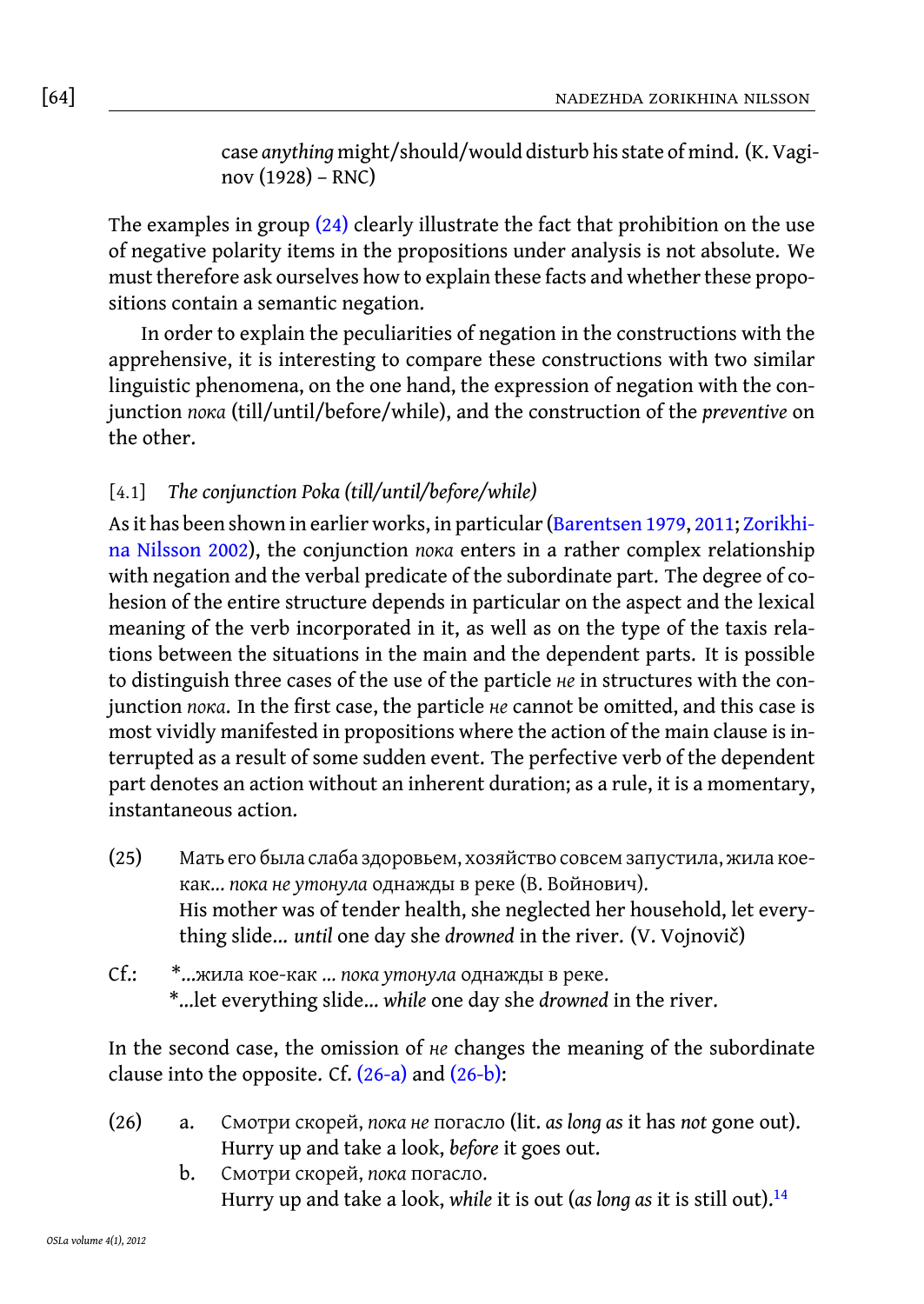case *anything* might/should/would disturb his state of mind. (K. Vaginov (1928) – RNC)

The examples in group (24) clearly illustrate the fact that prohibition on the use of negative polarity items in the propositions under analysis is not absolute. We must therefore ask ourselves how to explain these facts and whether these propositions contain a semantic negation.

In order to explain the peculiarities of negation in the constructions with the apprehensive, it is interesting to compare these constructions with two similar linguistic phenomena, on the one hand, the expression of negation with the conjunction *пока* (till/until/before/while), and the construction of the *preventive* on the other.

### [4.1] *The conjunction Poka (till/until/before/while)*

As it has been shown in earlier works, in particular (Barentsen 1979, 2011; Zorikhina Nilsson 2002), the conjunction *пока* enters in a rather complex relationship with negation and the verbal predicate of the subordinate part. The degree of cohesion of the entire structure depends in particular on the aspect and the lexical meaning of the verb incorporated in it, as well as on the type of the taxis relations between the situations in the main and the dependent parts. It is possible to distinguish three cases of the use of the particle *не* in structures with the conjunction *пока*. In the first case, the particle *не* cannot be omitted, and this case is most vividly manifested in propositions where the action of the main clause is interrupted as a result of some sudden event. The perfective verb of the dependent part denotes an action without an inherent duration; as a rule, it is a momentary, instantaneous action.

(25) Мать его была слаба здоровьем, хозяйство совсем запустила, жила кое-как... *пока не утонула* однажды в реке (В. Войнович).
His mother was of tender health, she neglected her household, let everything slide... *until* one day she *drowned* in the river. (V. Vojnovič)

Cf.: *...жила кое-как ... *пока утонула* однажды в реке.
*...let everything slide... *while* one day she *drowned* in the river.

In the second case, the omission of *не* changes the meaning of the subordinate clause into the opposite. Cf. (26-a) and (26-b):

(26) a. Смотри скорей, *пока не* погасло (lit. *as long as* it has *not* gone out).
Hurry up and take a look, *before* it goes out.

b. Смотри скорей, *пока* погасло.
Hurry up and take a look, *while* it is out (*as long as* it is still out).[14]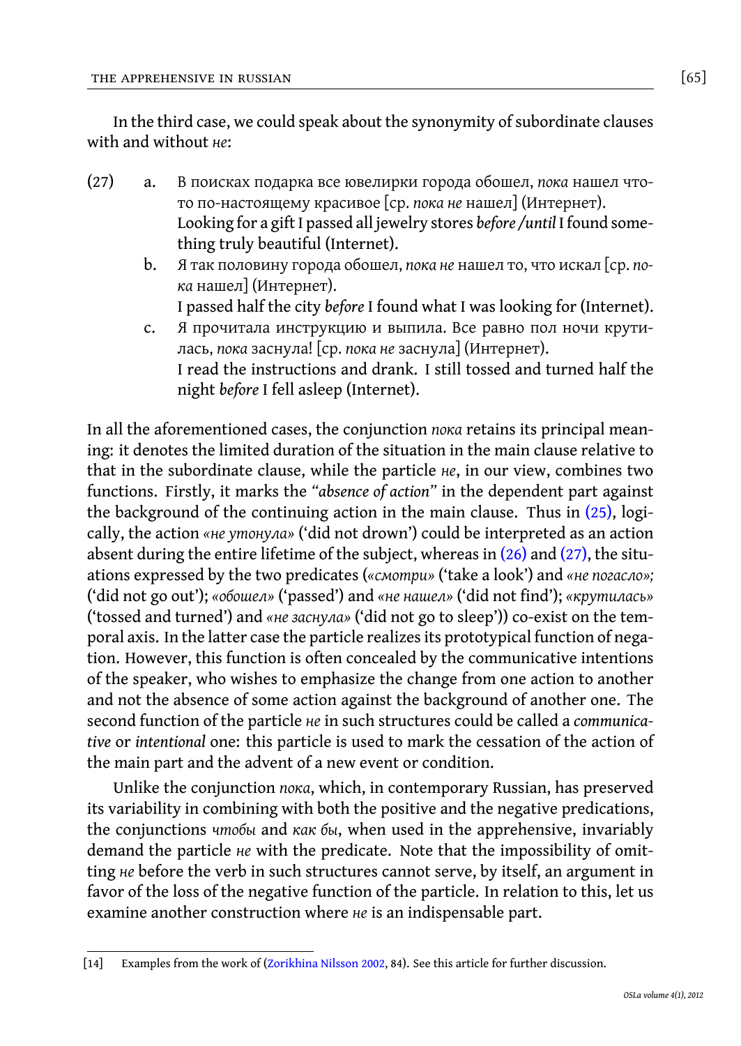In the third case, we could speak about the synonymity of subordinate clauses with and without *не*:

(27) a. В поисках подарка все ювелирки города обошел, *пока* нашел что-то по-настоящему красивое [ср. *пока не* нашел] (Интернет).
Looking for a gift I passed all jewelry stores *before /until* I found something truly beautiful (Internet).

b. Я так половину города обошел, *пока не* нашел то, что искал [ср. *пока* нашел] (Интернет).
I passed half the city *before* I found what I was looking for (Internet).

c. Я прочитала инструкцию и выпила. Все равно пол ночи крутилась, *пока* заснула! [ср. *пока не* заснула] (Интернет).
I read the instructions and drank. I still tossed and turned half the night *before* I fell asleep (Internet).

In all the aforementioned cases, the conjunction *пока* retains its principal meaning: it denotes the limited duration of the situation in the main clause relative to that in the subordinate clause, while the particle *не*, in our view, combines two functions. Firstly, it marks the *"absence of action"* in the dependent part against the background of the continuing action in the main clause. Thus in (25), logically, the action *«не утонула»* ('did not drown') could be interpreted as an action absent during the entire lifetime of the subject, whereas in (26) and (27), the situations expressed by the two predicates (*«смотри»* ('take a look') and *«не погасло»;* ('did not go out'); *«обошел»* ('passed') and *«не нашел»* ('did not find'); *«крутилась»* ('tossed and turned') and *«не заснула»* ('did not go to sleep')) co-exist on the temporal axis. In the latter case the particle realizes its prototypical function of negation. However, this function is often concealed by the communicative intentions of the speaker, who wishes to emphasize the change from one action to another and not the absence of some action against the background of another one. The second function of the particle *не* in such structures could be called a *communicative* or *intentional* one: this particle is used to mark the cessation of the action of the main part and the advent of a new event or condition.

Unlike the conjunction *пока*, which, in contemporary Russian, has preserved its variability in combining with both the positive and the negative predications, the conjunctions *чтобы* and *как бы*, when used in the apprehensive, invariably demand the particle *не* with the predicate. Note that the impossibility of omitting *не* before the verb in such structures cannot serve, by itself, an argument in favor of the loss of the negative function of the particle. In relation to this, let us examine another construction where *не* is an indispensable part.

---

[14] Examples from the work of (Zorikhina Nilsson 2002, 84). See this article for further discussion.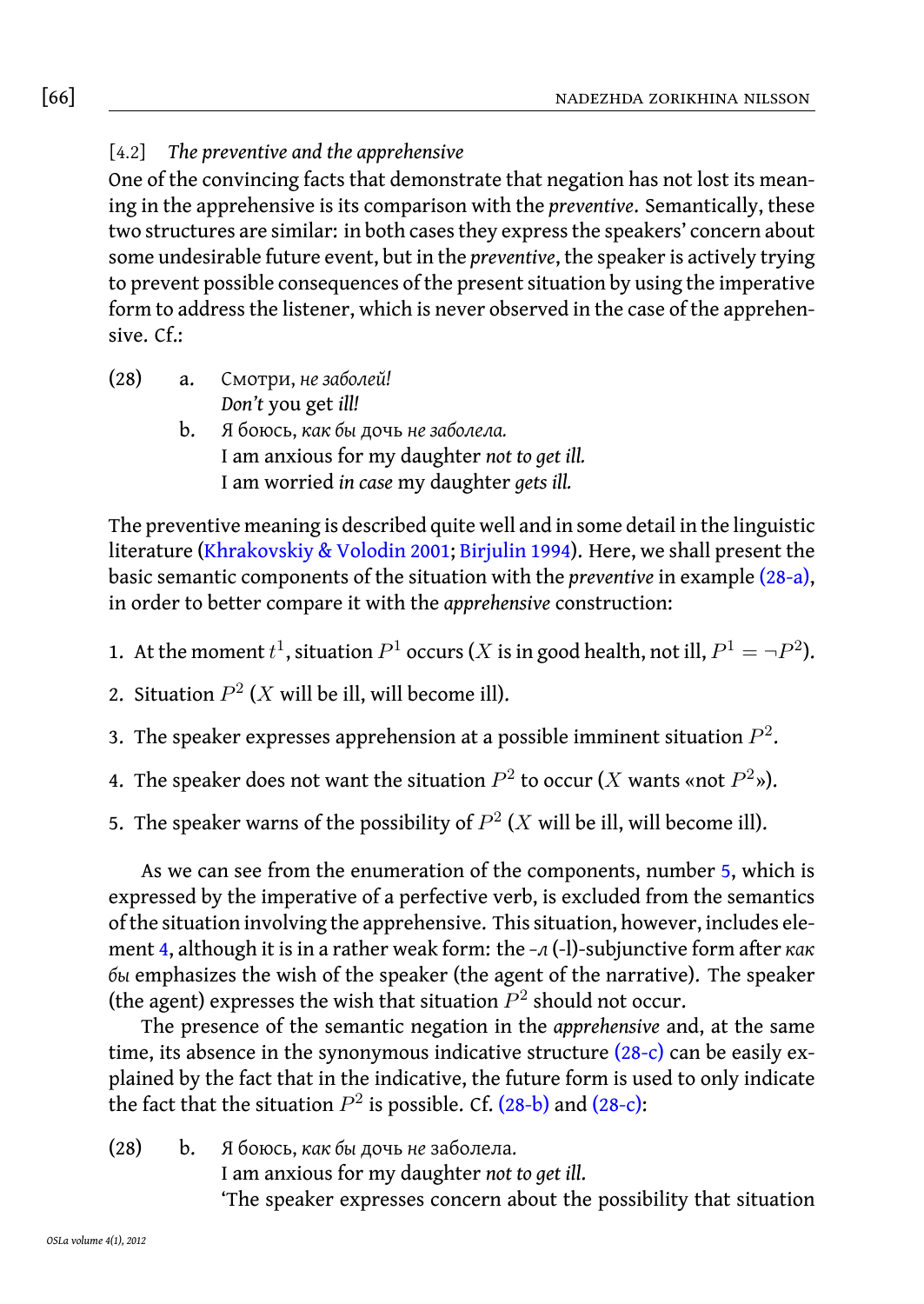[4.2] *The preventive and the apprehensive*

One of the convincing facts that demonstrate that negation has not lost its meaning in the apprehensive is its comparison with the *preventive*. Semantically, these two structures are similar: in both cases they express the speakers' concern about some undesirable future event, but in the *preventive*, the speaker is actively trying to prevent possible consequences of the present situation by using the imperative form to address the listener, which is never observed in the case of the apprehensive. Cf.:

(28) a. Смотри, *не заболей!*
*Don't* you get *ill!*

b. Я боюсь, *как бы* дочь *не заболела.*
I am anxious for my daughter *not to get ill.*
I am worried *in case* my daughter *gets ill.*

The preventive meaning is described quite well and in some detail in the linguistic literature (Khrakovskiy & Volodin 2001; Birjulin 1994). Here, we shall present the basic semantic components of the situation with the *preventive* in example (28-a), in order to better compare it with the *apprehensive* construction:

1. At the moment $t^1$, situation $P^1$ occurs ($X$ is in good health, not ill, $P^1 = \neg P^2$).
2. Situation $P^2$ ($X$ will be ill, will become ill).
3. The speaker expresses apprehension at a possible imminent situation $P^2$.
4. The speaker does not want the situation $P^2$ to occur ($X$ wants «not $P^2$»).
5. The speaker warns of the possibility of $P^2$ ($X$ will be ill, will become ill).

As we can see from the enumeration of the components, number 5, which is expressed by the imperative of a perfective verb, is excluded from the semantics of the situation involving the apprehensive. This situation, however, includes element 4, although it is in a rather weak form: the *-л* (-l)-subjunctive form after *как бы* emphasizes the wish of the speaker (the agent of the narrative). The speaker (the agent) expresses the wish that situation $P^2$ should not occur.

The presence of the semantic negation in the *apprehensive* and, at the same time, its absence in the synonymous indicative structure (28-c) can be easily explained by the fact that in the indicative, the future form is used to only indicate the fact that the situation $P^2$ is possible. Cf. (28-b) and (28-c):

(28) b. Я боюсь, *как бы* дочь *не* заболела.
I am anxious for my daughter *not to get ill*.
'The speaker expresses concern about the possibility that situation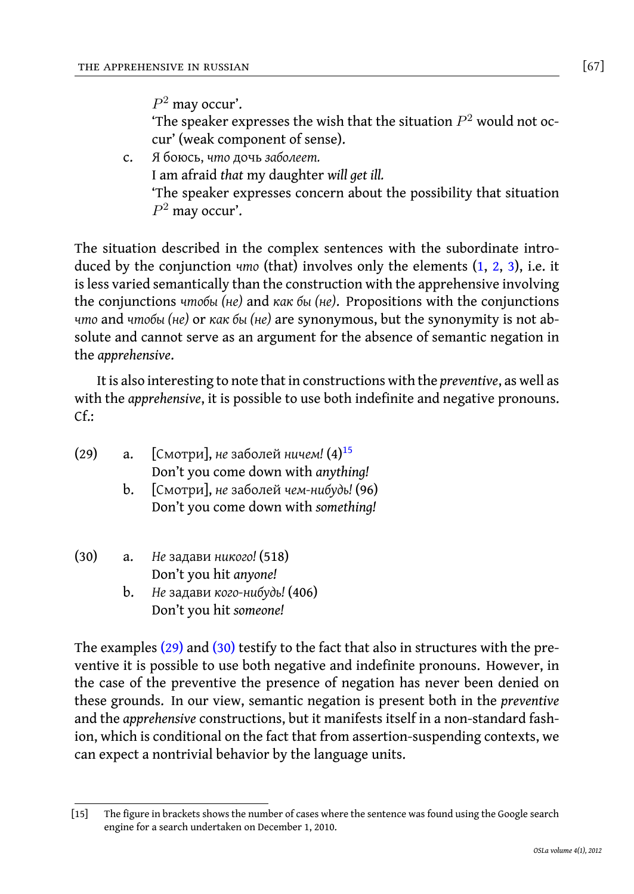$P^2$ may occur'.
'The speaker expresses the wish that the situation $P^2$ would not occur' (weak component of sense).

c. *Я* боюсь, *что* дочь *заболеет.*
I am afraid *that* my daughter *will get ill.*
'The speaker expresses concern about the possibility that situation $P^2$ may occur'.

The situation described in the complex sentences with the subordinate introduced by the conjunction *что* (that) involves only the elements (1, 2, 3), i.e. it is less varied semantically than the construction with the apprehensive involving the conjunctions *чтобы (не)* and *как бы (не)*. Propositions with the conjunctions *что* and *чтобы (не)* or *как бы (не)* are synonymous, but the synonymity is not absolute and cannot serve as an argument for the absence of semantic negation in the *apprehensive*.

It is also interesting to note that in constructions with the *preventive*, as well as with the *apprehensive*, it is possible to use both indefinite and negative pronouns. Cf.:

(29) a. [Смотри], *не* заболей *ничем!* (4)[15]
Don't you come down with *anything!*

b. [Смотри], *не* заболей *чем-нибудь!* (96)
Don't you come down with *something!*

(30) a. *Не* задави *никого!* (518)
Don't you hit *anyone!*

b. *Не* задави *кого-нибудь!* (406)
Don't you hit *someone!*

The examples (29) and (30) testify to the fact that also in structures with the preventive it is possible to use both negative and indefinite pronouns. However, in the case of the preventive the presence of negation has never been denied on these grounds. In our view, semantic negation is present both in the *preventive* and the *apprehensive* constructions, but it manifests itself in a non-standard fashion, which is conditional on the fact that from assertion-suspending contexts, we can expect a nontrivial behavior by the language units.

[15] The figure in brackets shows the number of cases where the sentence was found using the Google search engine for a search undertaken on December 1, 2010.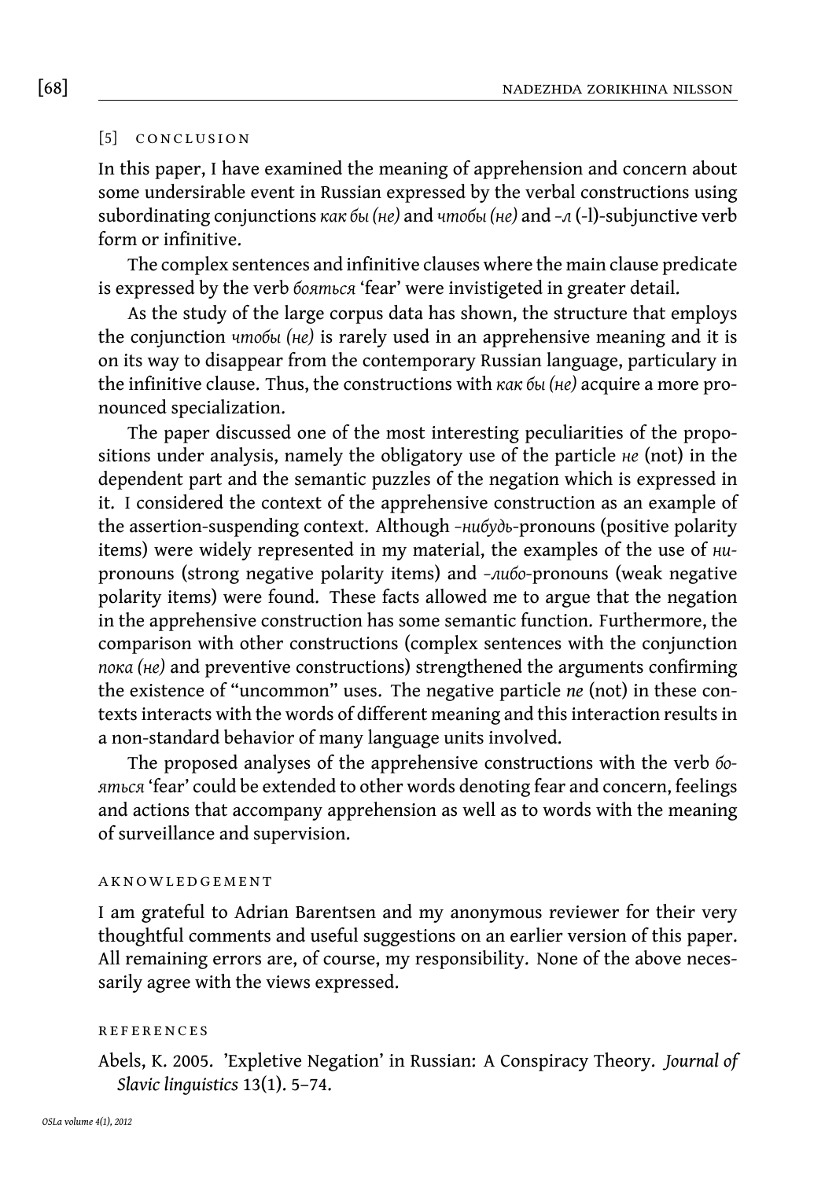## [5] CONCLUSION

In this paper, I have examined the meaning of apprehension and concern about some undersirable event in Russian expressed by the verbal constructions using subordinating conjunctions *как бы (не)* and *чтобы (не)* and *-л* (-l)-subjunctive verb form or infinitive.

The complex sentences and infinitive clauses where the main clause predicate is expressed by the verb *бояться* 'fear' were invistigeted in greater detail.

As the study of the large corpus data has shown, the structure that employs the conjunction *чтобы (не)* is rarely used in an apprehensive meaning and it is on its way to disappear from the contemporary Russian language, particulary in the infinitive clause. Thus, the constructions with *как бы (не)* acquire a more pronounced specialization.

The paper discussed one of the most interesting peculiarities of the propositions under analysis, namely the obligatory use of the particle *не* (not) in the dependent part and the semantic puzzles of the negation which is expressed in it. I considered the context of the apprehensive construction as an example of the assertion-suspending context. Although *-нибудь*-pronouns (positive polarity items) were widely represented in my material, the examples of the use of *ни*-pronouns (strong negative polarity items) and *-либо*-pronouns (weak negative polarity items) were found. These facts allowed me to argue that the negation in the apprehensive construction has some semantic function. Furthermore, the comparison with other constructions (complex sentences with the conjunction *пока (не)* and preventive constructions) strengthened the arguments confirming the existence of "uncommon" uses. The negative particle *ne* (not) in these contexts interacts with the words of different meaning and this interaction results in a non-standard behavior of many language units involved.

The proposed analyses of the apprehensive constructions with the verb *бояться* 'fear' could be extended to other words denoting fear and concern, feelings and actions that accompany apprehension as well as to words with the meaning of surveillance and supervision.

## AKNOWLEDGEMENT

I am grateful to Adrian Barentsen and my anonymous reviewer for their very thoughtful comments and useful suggestions on an earlier version of this paper. All remaining errors are, of course, my responsibility. None of the above necessarily agree with the views expressed.

## REFERENCES

Abels, K. 2005. 'Expletive Negation' in Russian: A Conspiracy Theory. *Journal of Slavic linguistics* 13(1). 5–74.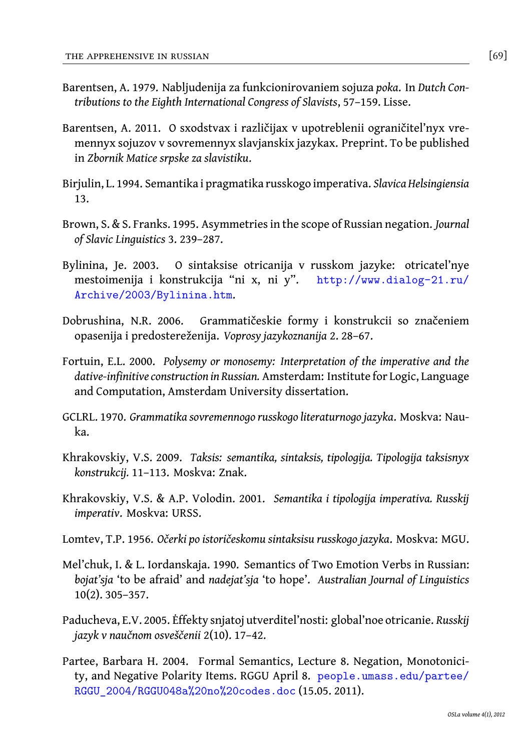Barentsen, A. 1979. Nabljudenija za funkcionirovaniem sojuza *poka*. In *Dutch Contributions to the Eighth International Congress of Slavists*, 57–159. Lisse.

Barentsen, A. 2011. O sxodstvax i različijax v upotreblenii ograničitel'nyx vremennyx sojuzov v sovremennyx slavjanskix jazykax. Preprint. To be published in *Zbornik Matice srpske za slavistiku*.

Birjulin, L. 1994. Semantika i pragmatika russkogo imperativa. *Slavica Helsingiensia* 13.

Brown, S. & S. Franks. 1995. Asymmetries in the scope of Russian negation. *Journal of Slavic Linguistics* 3. 239–287.

Bylinina, Je. 2003. O sintaksise otricanija v russkom jazyke: otricatel'nye mestoimenija i konstrukcija "ni x, ni y". http://www.dialog-21.ru/Archive/2003/Bylinina.htm.

Dobrushina, N.R. 2006. Grammatičeskie formy i konstrukcii so značeniem opasenija i predostereženija. *Voprosy jazykoznanija* 2. 28–67.

Fortuin, E.L. 2000. *Polysemy or monosemy: Interpretation of the imperative and the dative-infinitive construction in Russian.* Amsterdam: Institute for Logic, Language and Computation, Amsterdam University dissertation.

GCLRL. 1970. *Grammatika sovremennogo russkogo literaturnogo jazyka*. Moskva: Nauka.

Khrakovskiy, V.S. 2009. *Taksis: semantika, sintaksis, tipologija. Tipologija taksisnyx konstrukcij.* 11–113. Moskva: Znak.

Khrakovskiy, V.S. & A.P. Volodin. 2001. *Semantika i tipologija imperativa. Russkij imperativ*. Moskva: URSS.

Lomtev, T.P. 1956. *Očerki po istoričeskomu sintaksisu russkogo jazyka*. Moskva: MGU.

Mel'chuk, I. & L. Iordanskaja. 1990. Semantics of Two Emotion Verbs in Russian: *bojat'sja* 'to be afraid' and *nadejat'sja* 'to hope'. *Australian Journal of Linguistics* 10(2). 305–357.

Paducheva, E.V. 2005. Ėffekty snjatoj utverditel'nosti: global'noe otricanie. *Russkij jazyk v naučnom osveščenii* 2(10). 17–42.

Partee, Barbara H. 2004. Formal Semantics, Lecture 8. Negation, Monotonicity, and Negative Polarity Items. RGGU April 8. people.umass.edu/partee/RGGU_2004/RGGU048a%20no%20codes.doc (15.05. 2011).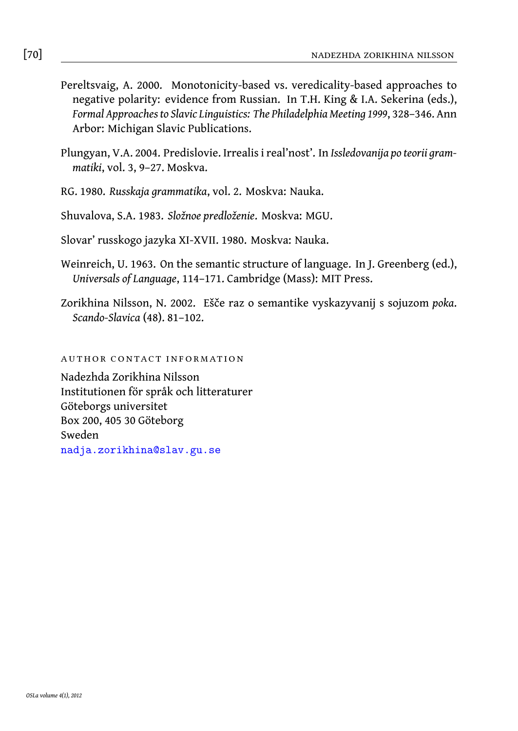Pereltsvaig, A. 2000. Monotonicity-based vs. veredicality-based approaches to negative polarity: evidence from Russian. In T.H. King & I.A. Sekerina (eds.), *Formal Approaches to Slavic Linguistics: The Philadelphia Meeting 1999*, 328–346. Ann Arbor: Michigan Slavic Publications.

Plungyan, V.A. 2004. Predislovie. Irrealis i real'nost'. In *Issledovanija po teorii grammatiki*, vol. 3, 9–27. Moskva.

RG. 1980. *Russkaja grammatika*, vol. 2. Moskva: Nauka.

Shuvalova, S.A. 1983. *Složnoe predloženie*. Moskva: MGU.

Slovar' russkogo jazyka XI-XVII. 1980. Moskva: Nauka.

Weinreich, U. 1963. On the semantic structure of language. In J. Greenberg (ed.), *Universals of Language*, 114–171. Cambridge (Mass): MIT Press.

Zorikhina Nilsson, N. 2002. Ešče raz o semantike vyskazyvanij s sojuzom *poka*. *Scando-Slavica* (48). 81–102.

AUTHOR CONTACT INFORMATION

Nadezhda Zorikhina Nilsson
Institutionen för språk och litteraturer
Göteborgs universitet
Box 200, 405 30 Göteborg
Sweden
nadja.zorikhina@slav.gu.se